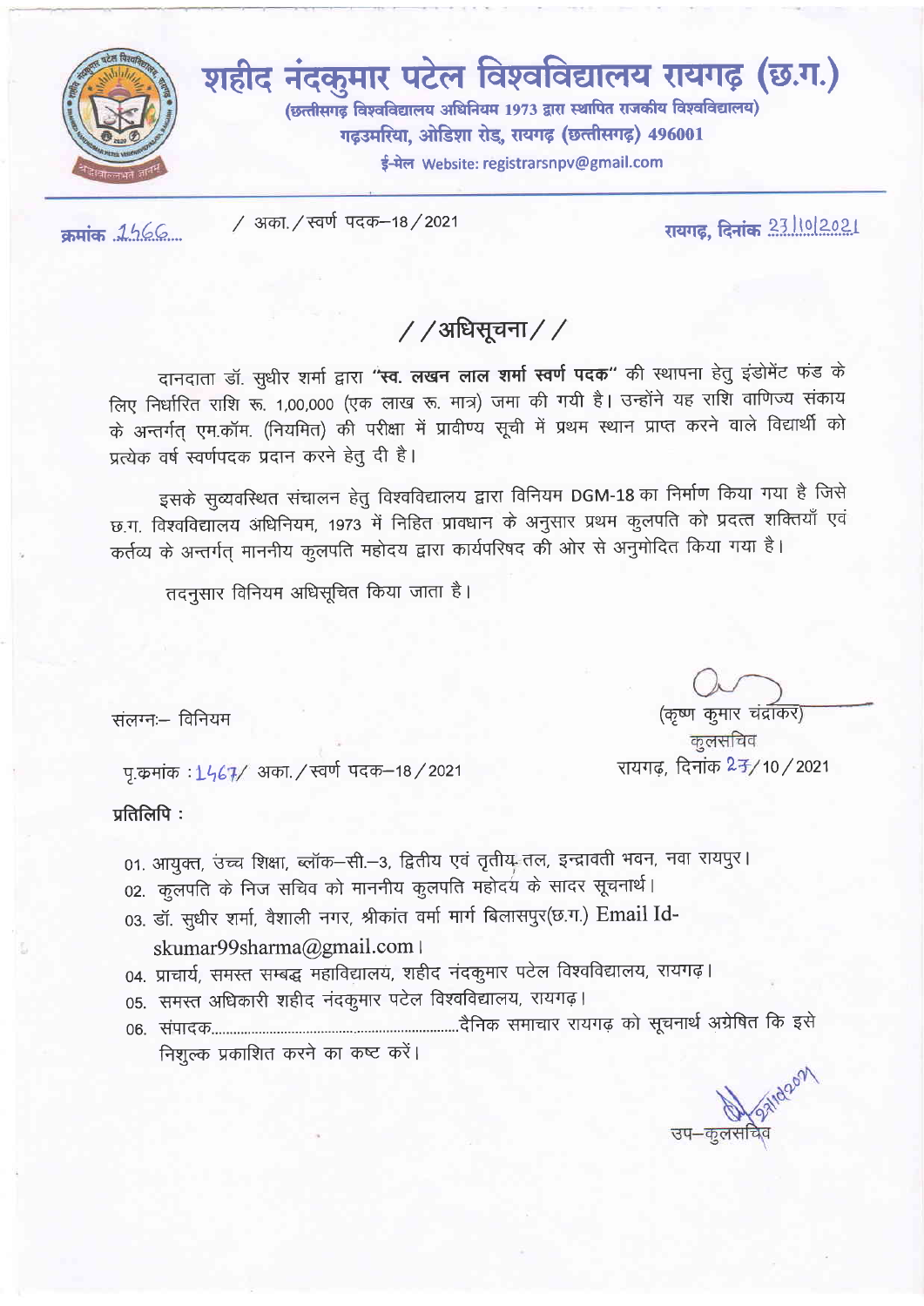# शहीद नंदकुमार पटेल विश्वविद्यालय रायगढ़ (छ.ग.)

**(छत्तीसगढ़ विश्वविद्यालय अधिनियम 1973 द्वारा स्थापित राजकीय विश्वविद्यालय)**

**गढ़उमरिया, ओडिशा रोड, रायगढ़ (छत्तीसगढ़) 496001**

**ई-मेल Website: registrarsnpv@gmail.com**

क्रमांक 1566 / अका./स्वर्ण पदक–18/2021 रायगढ़, दिनांक 23/10/2021

## //अधिसूचना//

दानदाता डॉ. सुधीर शर्मा द्वारा **"स्व. लखन लाल शर्मा स्वर्ण पदक"** की स्थापना हेतु इंडोमेंट फंड के लिए निर्धारित राशि रू. 1,00,000 (एक लाख रू. मात्र) जमा की गयी है। उन्होंने यह राशि वाणिज्य संकाय के अन्तर्गत् एम.कॉम. (नियमित) की परीक्षा में प्रावीण्य सूची में प्रथम स्थान प्राप्त करने वाले विद्यार्थी को प्रत्येक वर्ष स्वर्णपदक प्रदान करने हेतु दी है।

इसके सुव्यवस्थित संचालन हेतु विश्वविद्यालय द्वारा विनियम DGM-18 का निर्माण किया गया है जिसे छ.ग. विश्वविद्यालय अधिनियम, 1973 में निहित प्रावधान के अनुसार प्रथम कुलपति को प्रदत्त शक्तियाँ एवं कर्तव्य के अन्तर्गत् माननीय कुलपति महोदय द्वारा कार्यपरिषद की ओर से अनुमोदित किया गया है।

तदनुसार विनियम अधिसूचित किया जाता है।

संलग्नः– विनियम

(कृष्ण कुमार चंद्राकर)
कुलसचिव

पृ.क्रमांक : 1567/ अका./स्वर्ण पदक–18/2021 रायगढ़, दिनांक 23/10/2021

**प्रतिलिपि :**

01. आयुक्त, उच्च शिक्षा, ब्लॉक–सी.–3, द्वितीय एवं तृतीय तल, इन्द्रावती भवन, नवा रायपुर।
02. कुलपति के निज सचिव को माननीय कुलपति महोदय के सादर सूचनार्थ।
03. डॉ. सुधीर शर्मा, वैशाली नगर, श्रीकांत वर्मा मार्ग बिलासपुर(छ.ग.) Email Id- skumar99sharma@gmail.com।
04. प्राचार्य, समस्त सम्बद्ध महाविद्यालय, शहीद नंदकुमार पटेल विश्वविद्यालय, रायगढ़।
05. समस्त अधिकारी शहीद नंदकुमार पटेल विश्वविद्यालय, रायगढ़।
06. संपादक.............................................................दैनिक समाचार रायगढ़ को सूचनार्थ अग्रेषित कि इसे निशुल्क प्रकाशित करने का कष्ट करें।

उप–कुलसचिव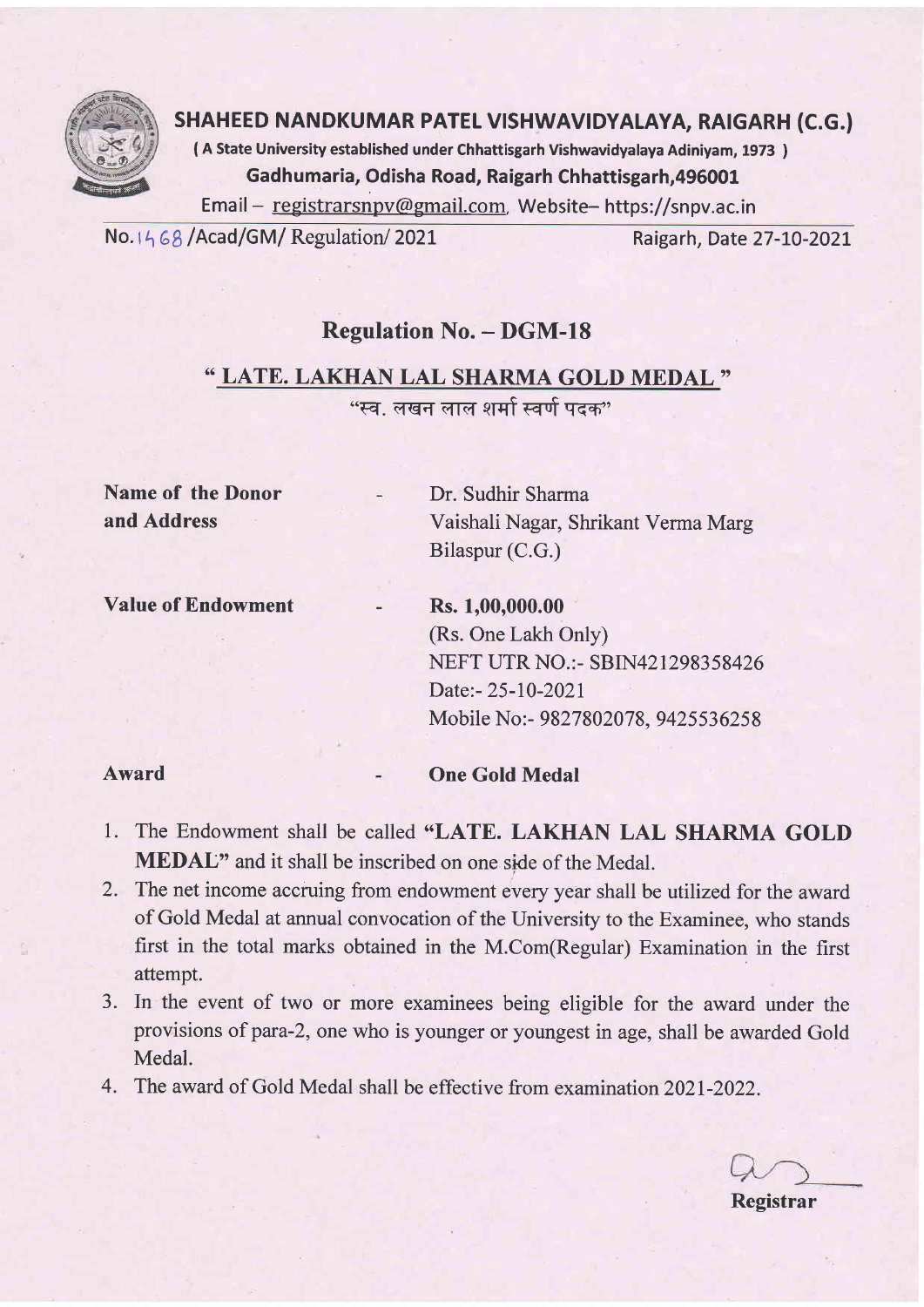**SHAHEED NANDKUMAR PATEL VISHWAVIDYALAYA, RAIGARH (C.G.)**

( A State University established under Chhattisgarh Vishwavidyalaya Adiniyam, 1973 )

**Gadhumaria, Odisha Road, Raigarh Chhattisgarh,496001**

Email – registrarsnpv@gmail.com, Website– https://snpv.ac.in

No.1468 /Acad/GM/ Regulation/ 2021 Raigarh, Date 27-10-2021

## Regulation No. – DGM-18

## " LATE. LAKHAN LAL SHARMA GOLD MEDAL "

"स्व. लखन लाल शर्मा स्वर्ण पदक"

**Name of the Donor and Address** - Dr. Sudhir Sharma
Vaishali Nagar, Shrikant Verma Marg
Bilaspur (C.G.)

**Value of Endowment** - **Rs. 1,00,000.00**
(Rs. One Lakh Only)
NEFT UTR NO.:- SBIN421298358426
Date:- 25-10-2021
Mobile No:- 9827802078, 9425536258

**Award** - **One Gold Medal**

1. The Endowment shall be called **"LATE. LAKHAN LAL SHARMA GOLD MEDAL"** and it shall be inscribed on one side of the Medal.
2. The net income accruing from endowment every year shall be utilized for the award of Gold Medal at annual convocation of the University to the Examinee, who stands first in the total marks obtained in the M.Com(Regular) Examination in the first attempt.
3. In the event of two or more examinees being eligible for the award under the provisions of para-2, one who is younger or youngest in age, shall be awarded Gold Medal.
4. The award of Gold Medal shall be effective from examination 2021-2022.

**Registrar**